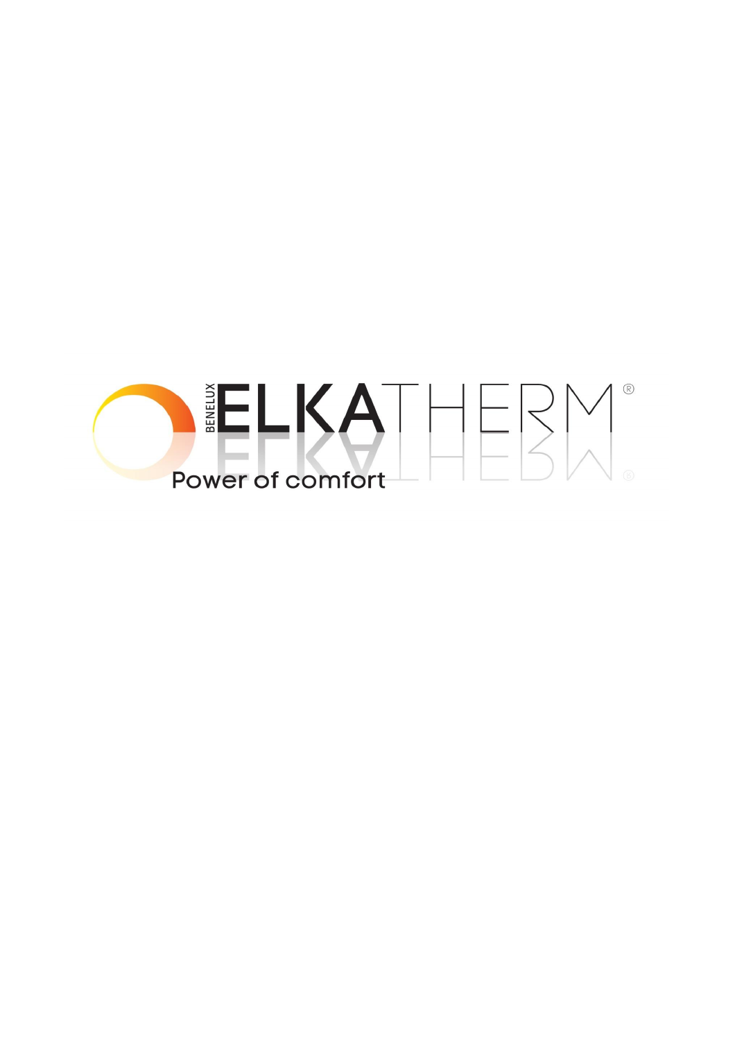BENELUX ELKATHERM®

Power of comfort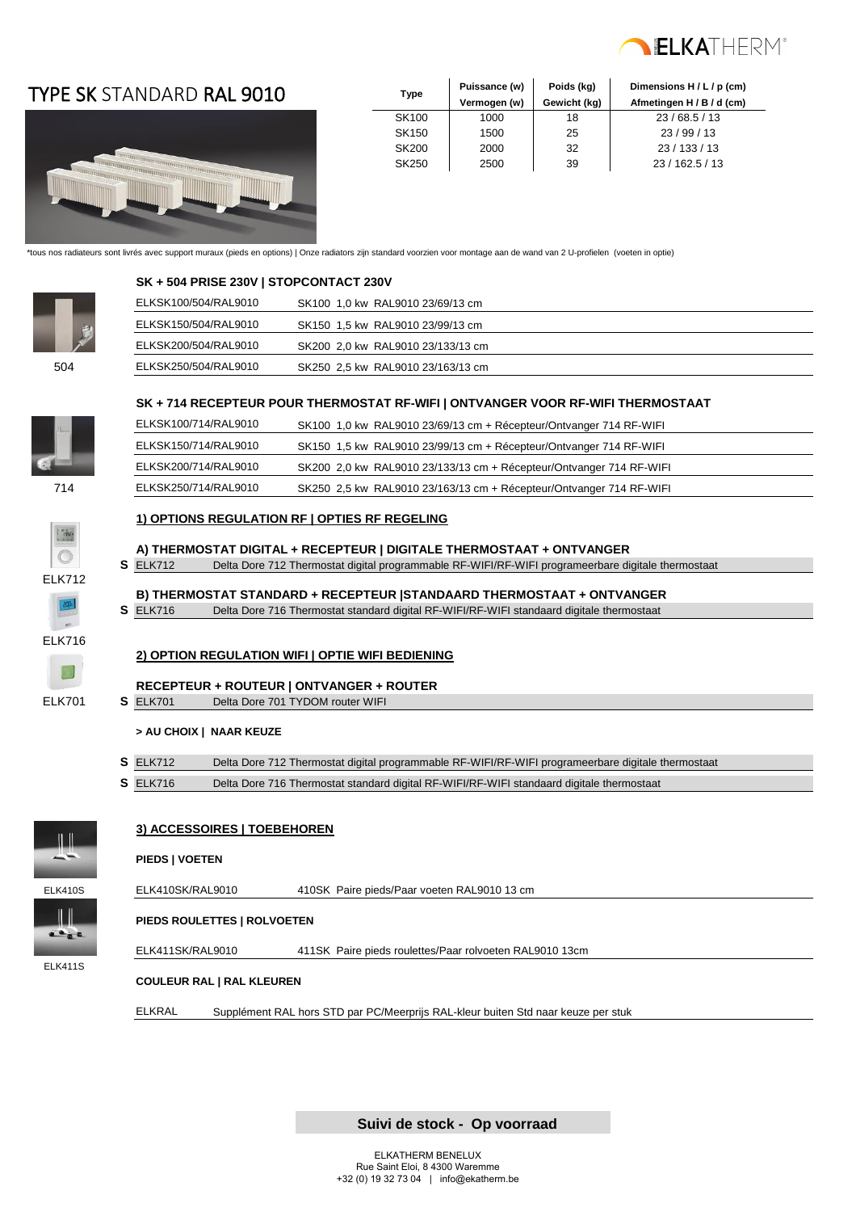# TYPE SK STANDARD RAL 9010

| Type | Puissance (w) Vermogen (w) | Poids (kg) Gewicht (kg) | Dimensions H / L / p (cm) Afmetingen H / B / d (cm) |
|---|---|---|---|
| SK100 | 1000 | 18 | 23 / 68.5 / 13 |
| SK150 | 1500 | 25 | 23 / 99 / 13 |
| SK200 | 2000 | 32 | 23 / 133 / 13 |
| SK250 | 2500 | 39 | 23 / 162.5 / 13 |

*tous nos radiateurs sont livrés avec support muraux (pieds en options) | Onze radiators zijn standard voorzien voor montage aan de wand van 2 U-profielen (voeten in optie)

## SK + 504 PRISE 230V | STOPCONTACT 230V

504

| | |
|---|---|
| ELKSK100/504/RAL9010 | SK100 1,0 kw RAL9010 23/69/13 cm |
| ELKSK150/504/RAL9010 | SK150 1,5 kw RAL9010 23/99/13 cm |
| ELKSK200/504/RAL9010 | SK200 2,0 kw RAL9010 23/133/13 cm |
| ELKSK250/504/RAL9010 | SK250 2,5 kw RAL9010 23/163/13 cm |

## SK + 714 RECEPTEUR POUR THERMOSTAT RF-WIFI | ONTVANGER VOOR RF-WIFI THERMOSTAAT

714

| | |
|---|---|
| ELKSK100/714/RAL9010 | SK100 1,0 kw RAL9010 23/69/13 cm + Récepteur/Ontvanger 714 RF-WIFI |
| ELKSK150/714/RAL9010 | SK150 1,5 kw RAL9010 23/99/13 cm + Récepteur/Ontvanger 714 RF-WIFI |
| ELKSK200/714/RAL9010 | SK200 2,0 kw RAL9010 23/133/13 cm + Récepteur/Ontvanger 714 RF-WIFI |
| ELKSK250/714/RAL9010 | SK250 2,5 kw RAL9010 23/163/13 cm + Récepteur/Ontvanger 714 RF-WIFI |

## 1) OPTIONS REGULATION RF | OPTIES RF REGELING

ELK712

### A) THERMOSTAT DIGITAL + RECEPTEUR | DIGITALE THERMOSTAAT + ONTVANGER

**S** ELK712 — Delta Dore 712 Thermostat digital programmable RF-WIFI/RF-WIFI programeerbare digitale thermostaat

ELK716

### B) THERMOSTAT STANDARD + RECEPTEUR |STANDAARD THERMOSTAAT + ONTVANGER

**S** ELK716 — Delta Dore 716 Thermostat standard digital RF-WIFI/RF-WIFI standaard digitale thermostaat

## 2) OPTION REGULATION WIFI | OPTIE WIFI BEDIENING

ELK701

### RECEPTEUR + ROUTEUR | ONTVANGER + ROUTER

**S** ELK701 — Delta Dore 701 TYDOM router WIFI

**> AU CHOIX | NAAR KEUZE**

**S** ELK712 — Delta Dore 712 Thermostat digital programmable RF-WIFI/RF-WIFI programeerbare digitale thermostaat

**S** ELK716 — Delta Dore 716 Thermostat standard digital RF-WIFI/RF-WIFI standaard digitale thermostaat

## 3) ACCESSOIRES | TOEBEHOREN

**PIEDS | VOETEN**

ELK410S

ELK410SK/RAL9010 — 410SK Paire pieds/Paar voeten RAL9010 13 cm

**PIEDS ROULETTES | ROLVOETEN**

ELK411S

ELK411SK/RAL9010 — 411SK Paire pieds roulettes/Paar rolvoeten RAL9010 13cm

**COULEUR RAL | RAL KLEUREN**

ELKRAL — Supplément RAL hors STD par PC/Meerprijs RAL-kleur buiten Std naar keuze per stuk

**Suivi de stock - Op voorraad**

ELKATHERM BENELUX
Rue Saint Eloi, 8 4300 Waremme
+32 (0) 19 32 73 04 | info@ekatherm.be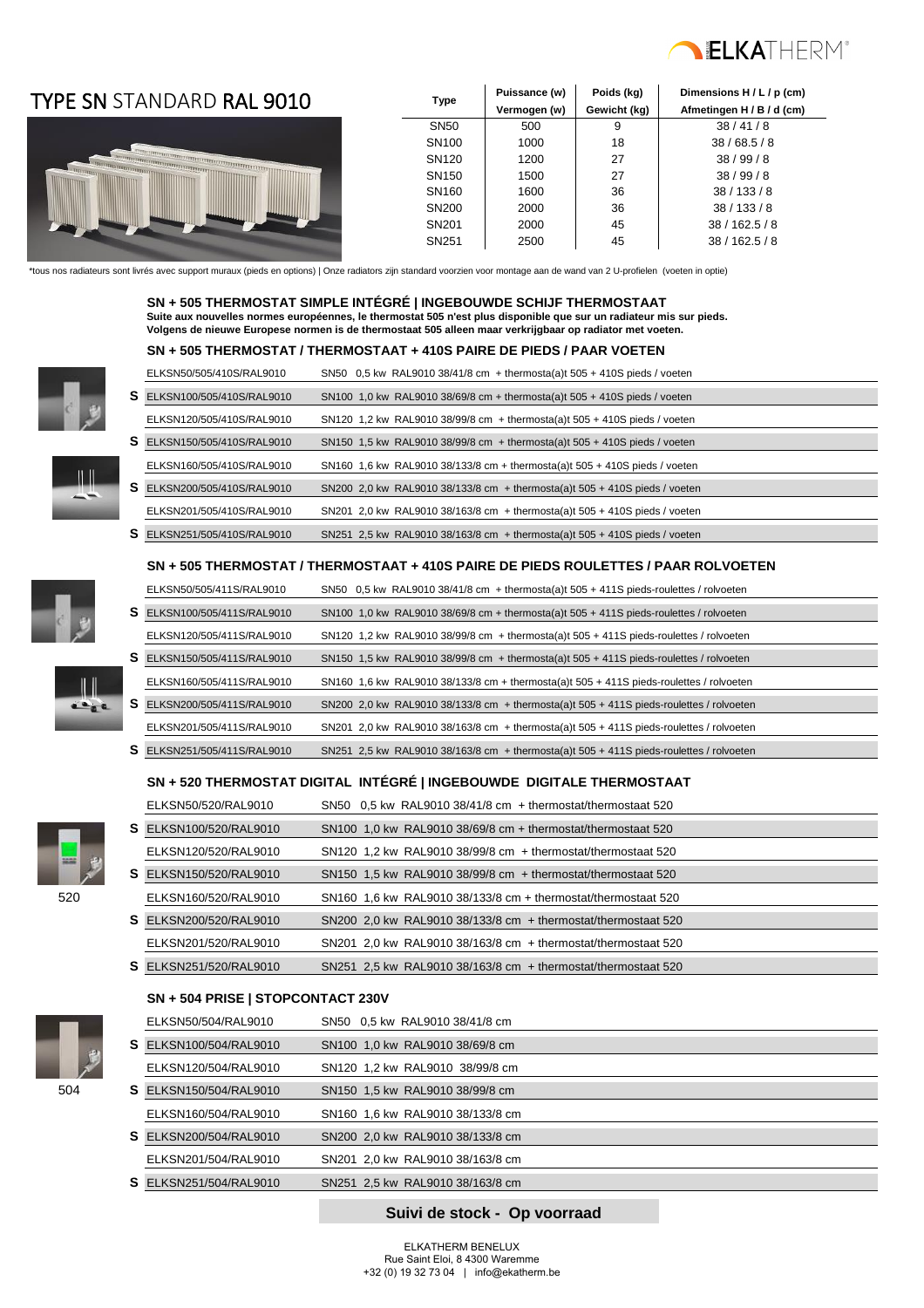# TYPE SN STANDARD RAL 9010

| Type | Puissance (w) Vermogen (w) | Poids (kg) Gewicht (kg) | Dimensions H / L / p (cm) Afmetingen H / B / d (cm) |
|---|---|---|---|
| SN50 | 500 | 9 | 38 / 41 / 8 |
| SN100 | 1000 | 18 | 38 / 68.5 / 8 |
| SN120 | 1200 | 27 | 38 / 99 / 8 |
| SN150 | 1500 | 27 | 38 / 99 / 8 |
| SN160 | 1600 | 36 | 38 / 133 / 8 |
| SN200 | 2000 | 36 | 38 / 133 / 8 |
| SN201 | 2000 | 45 | 38 / 162.5 / 8 |
| SN251 | 2500 | 45 | 38 / 162.5 / 8 |

*tous nos radiateurs sont livrés avec support muraux (pieds en options) | Onze radiators zijn standard voorzien voor montage aan de wand van 2 U-profielen (voeten in optie)

### SN + 505 THERMOSTAT SIMPLE INTÉGRÉ | INGEBOUWDE SCHIJF THERMOSTAAT

**Suite aux nouvelles normes européennes, le thermostat 505 n'est plus disponible que sur un radiateur mis sur pieds.**
**Volgens de nieuwe Europese normen is de thermostaat 505 alleen maar verkrijgbaar op radiator met voeten.**

### SN + 505 THERMOSTAT / THERMOSTAAT + 410S PAIRE DE PIEDS / PAAR VOETEN

| | Code | Description |
|---|---|---|
| | ELKSN50/505/410S/RAL9010 | SN50 0,5 kw RAL9010 38/41/8 cm + thermosta(a)t 505 + 410S pieds / voeten |
| S | ELKSN100/505/410S/RAL9010 | SN100 1,0 kw RAL9010 38/69/8 cm + thermosta(a)t 505 + 410S pieds / voeten |
| | ELKSN120/505/410S/RAL9010 | SN120 1,2 kw RAL9010 38/99/8 cm + thermosta(a)t 505 + 410S pieds / voeten |
| S | ELKSN150/505/410S/RAL9010 | SN150 1,5 kw RAL9010 38/99/8 cm + thermosta(a)t 505 + 410S pieds / voeten |
| | ELKSN160/505/410S/RAL9010 | SN160 1,6 kw RAL9010 38/133/8 cm + thermosta(a)t 505 + 410S pieds / voeten |
| S | ELKSN200/505/410S/RAL9010 | SN200 2,0 kw RAL9010 38/133/8 cm + thermosta(a)t 505 + 410S pieds / voeten |
| | ELKSN201/505/410S/RAL9010 | SN201 2,0 kw RAL9010 38/163/8 cm + thermosta(a)t 505 + 410S pieds / voeten |
| S | ELKSN251/505/410S/RAL9010 | SN251 2,5 kw RAL9010 38/163/8 cm + thermosta(a)t 505 + 410S pieds / voeten |

### SN + 505 THERMOSTAT / THERMOSTAAT + 410S PAIRE DE PIEDS ROULETTES / PAAR ROLVOETEN

| | Code | Description |
|---|---|---|
| | ELKSN50/505/411S/RAL9010 | SN50 0,5 kw RAL9010 38/41/8 cm + thermosta(a)t 505 + 411S pieds-roulettes / rolvoeten |
| S | ELKSN100/505/411S/RAL9010 | SN100 1,0 kw RAL9010 38/69/8 cm + thermosta(a)t 505 + 411S pieds-roulettes / rolvoeten |
| | ELKSN120/505/411S/RAL9010 | SN120 1,2 kw RAL9010 38/99/8 cm + thermosta(a)t 505 + 411S pieds-roulettes / rolvoeten |
| S | ELKSN150/505/411S/RAL9010 | SN150 1,5 kw RAL9010 38/99/8 cm + thermosta(a)t 505 + 411S pieds-roulettes / rolvoeten |
| | ELKSN160/505/411S/RAL9010 | SN160 1,6 kw RAL9010 38/133/8 cm + thermosta(a)t 505 + 411S pieds-roulettes / rolvoeten |
| S | ELKSN200/505/411S/RAL9010 | SN200 2,0 kw RAL9010 38/133/8 cm + thermosta(a)t 505 + 411S pieds-roulettes / rolvoeten |
| | ELKSN201/505/411S/RAL9010 | SN201 2,0 kw RAL9010 38/163/8 cm + thermosta(a)t 505 + 411S pieds-roulettes / rolvoeten |
| S | ELKSN251/505/411S/RAL9010 | SN251 2,5 kw RAL9010 38/163/8 cm + thermosta(a)t 505 + 411S pieds-roulettes / rolvoeten |

### SN + 520 THERMOSTAT DIGITAL INTÉGRÉ | INGEBOUWDE DIGITALE THERMOSTAAT

520

| | Code | Description |
|---|---|---|
| | ELKSN50/520/RAL9010 | SN50 0,5 kw RAL9010 38/41/8 cm + thermostat/thermostaat 520 |
| S | ELKSN100/520/RAL9010 | SN100 1,0 kw RAL9010 38/69/8 cm + thermostat/thermostaat 520 |
| | ELKSN120/520/RAL9010 | SN120 1,2 kw RAL9010 38/99/8 cm + thermostat/thermostaat 520 |
| S | ELKSN150/520/RAL9010 | SN150 1,5 kw RAL9010 38/99/8 cm + thermostat/thermostaat 520 |
| | ELKSN160/520/RAL9010 | SN160 1,6 kw RAL9010 38/133/8 cm + thermostat/thermostaat 520 |
| S | ELKSN200/520/RAL9010 | SN200 2,0 kw RAL9010 38/133/8 cm + thermostat/thermostaat 520 |
| | ELKSN201/520/RAL9010 | SN201 2,0 kw RAL9010 38/163/8 cm + thermostat/thermostaat 520 |
| S | ELKSN251/520/RAL9010 | SN251 2,5 kw RAL9010 38/163/8 cm + thermostat/thermostaat 520 |

### SN + 504 PRISE | STOPCONTACT 230V

504

| | Code | Description |
|---|---|---|
| | ELKSN50/504/RAL9010 | SN50 0,5 kw RAL9010 38/41/8 cm |
| S | ELKSN100/504/RAL9010 | SN100 1,0 kw RAL9010 38/69/8 cm |
| | ELKSN120/504/RAL9010 | SN120 1,2 kw RAL9010 38/99/8 cm |
| S | ELKSN150/504/RAL9010 | SN150 1,5 kw RAL9010 38/99/8 cm |
| | ELKSN160/504/RAL9010 | SN160 1,6 kw RAL9010 38/133/8 cm |
| S | ELKSN200/504/RAL9010 | SN200 2,0 kw RAL9010 38/133/8 cm |
| | ELKSN201/504/RAL9010 | SN201 2,0 kw RAL9010 38/163/8 cm |
| S | ELKSN251/504/RAL9010 | SN251 2,5 kw RAL9010 38/163/8 cm |

**Suivi de stock - Op voorraad**

ELKATHERM BENELUX
Rue Saint Eloi, 8 4300 Waremme
+32 (0) 19 32 73 04 | info@ekatherm.be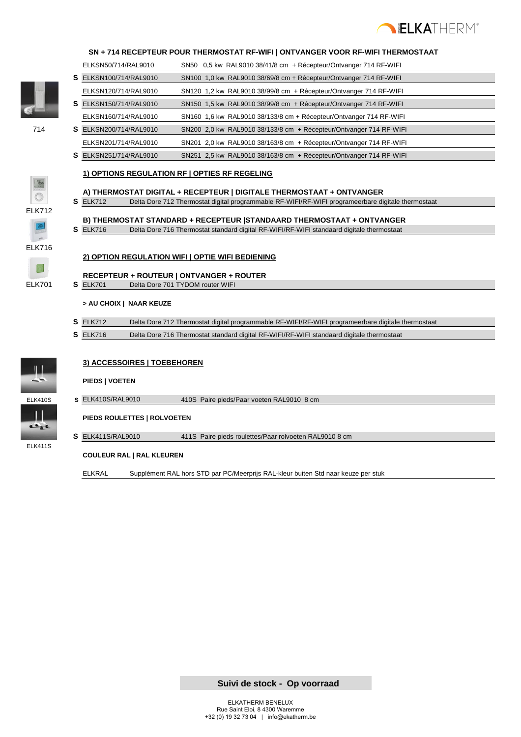## SN + 714 RECEPTEUR POUR THERMOSTAT RF-WIFI | ONTVANGER VOOR RF-WIFI THERMOSTAAT

714

| | Code | Description |
|---|---|---|
| | ELKSN50/714/RAL9010 | SN50 0,5 kw RAL9010 38/41/8 cm + Récepteur/Ontvanger 714 RF-WIFI |
| S | ELKSN100/714/RAL9010 | SN100 1,0 kw RAL9010 38/69/8 cm + Récepteur/Ontvanger 714 RF-WIFI |
| | ELKSN120/714/RAL9010 | SN120 1,2 kw RAL9010 38/99/8 cm + Récepteur/Ontvanger 714 RF-WIFI |
| S | ELKSN150/714/RAL9010 | SN150 1,5 kw RAL9010 38/99/8 cm + Récepteur/Ontvanger 714 RF-WIFI |
| | ELKSN160/714/RAL9010 | SN160 1,6 kw RAL9010 38/133/8 cm + Récepteur/Ontvanger 714 RF-WIFI |
| S | ELKSN200/714/RAL9010 | SN200 2,0 kw RAL9010 38/133/8 cm + Récepteur/Ontvanger 714 RF-WIFI |
| | ELKSN201/714/RAL9010 | SN201 2,0 kw RAL9010 38/163/8 cm + Récepteur/Ontvanger 714 RF-WIFI |
| S | ELKSN251/714/RAL9010 | SN251 2,5 kw RAL9010 38/163/8 cm + Récepteur/Ontvanger 714 RF-WIFI |

### 1) OPTIONS REGULATION RF | OPTIES RF REGELING

**A) THERMOSTAT DIGITAL + RECEPTEUR | DIGITALE THERMOSTAAT + ONTVANGER**

ELK712

| | Code | Description |
|---|---|---|
| S | ELK712 | Delta Dore 712 Thermostat digital programmable RF-WIFI/RF-WIFI programeerbare digitale thermostaat |

**B) THERMOSTAT STANDARD + RECEPTEUR |STANDAARD THERMOSTAAT + ONTVANGER**

ELK716

| | Code | Description |
|---|---|---|
| S | ELK716 | Delta Dore 716 Thermostat standard digital RF-WIFI/RF-WIFI standaard digitale thermostaat |

### 2) OPTION REGULATION WIFI | OPTIE WIFI BEDIENING

**RECEPTEUR + ROUTEUR | ONTVANGER + ROUTER**

ELK701

| | Code | Description |
|---|---|---|
| S | ELK701 | Delta Dore 701 TYDOM router WIFI |

**> AU CHOIX | NAAR KEUZE**

| | Code | Description |
|---|---|---|
| S | ELK712 | Delta Dore 712 Thermostat digital programmable RF-WIFI/RF-WIFI programeerbare digitale thermostaat |
| S | ELK716 | Delta Dore 716 Thermostat standard digital RF-WIFI/RF-WIFI standaard digitale thermostaat |

### 3) ACCESSOIRES | TOEBEHOREN

**PIEDS | VOETEN**

ELK410S

| | Code | Description |
|---|---|---|
| S | ELK410S/RAL9010 | 410S Paire pieds/Paar voeten RAL9010 8 cm |

**PIEDS ROULETTES | ROLVOETEN**

ELK411S

| | Code | Description |
|---|---|---|
| S | ELK411S/RAL9010 | 411S Paire pieds roulettes/Paar rolvoeten RAL9010 8 cm |

**COULEUR RAL | RAL KLEUREN**

| Code | Description |
|---|---|
| ELKRAL | Supplément RAL hors STD par PC/Meerprijs RAL-kleur buiten Std naar keuze per stuk |

**Suivi de stock - Op voorraad**

ELKATHERM BENELUX
Rue Saint Eloi, 8 4300 Waremme
+32 (0) 19 32 73 04 | info@ekatherm.be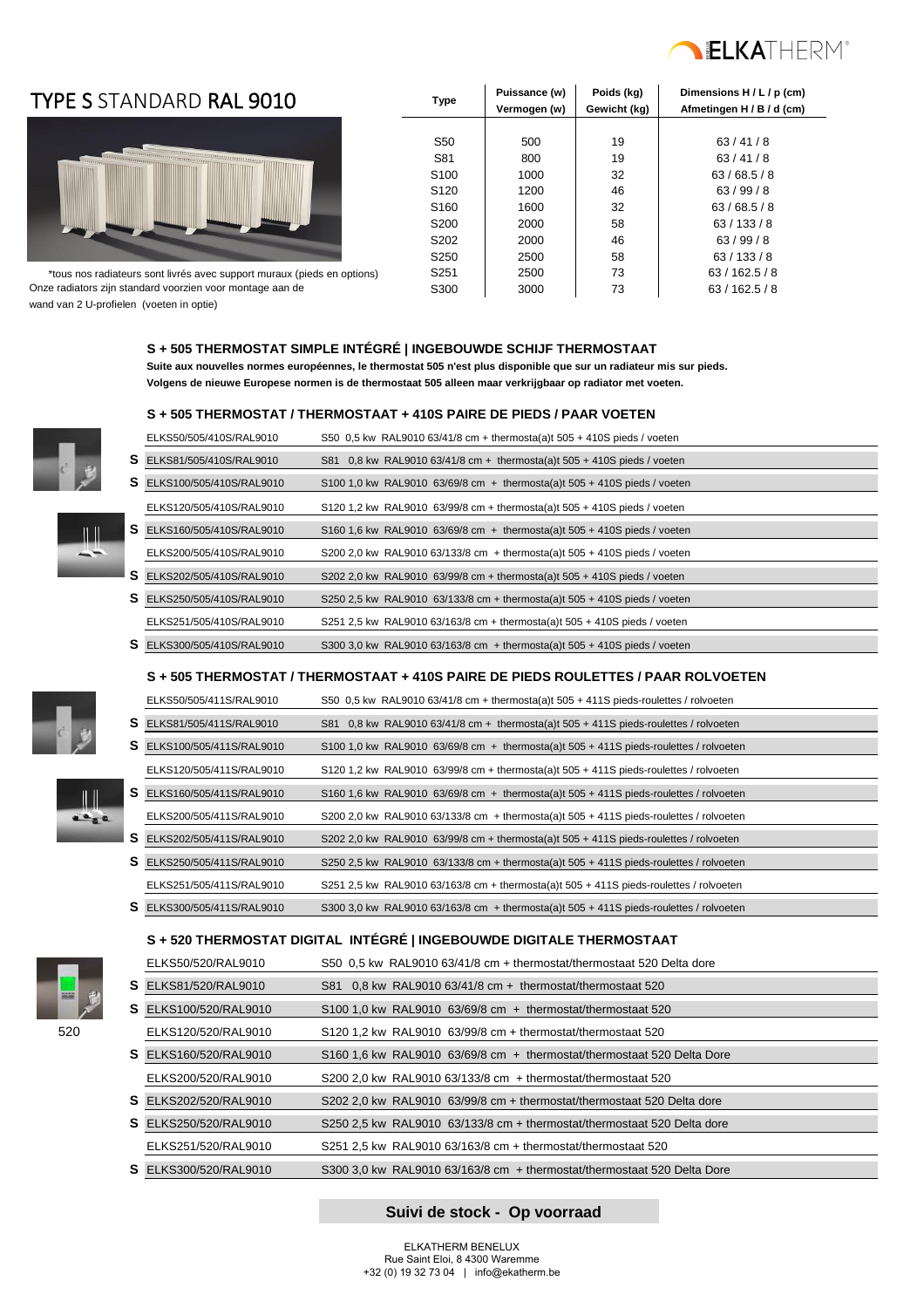# TYPE S STANDARD RAL 9010

| Type | Puissance (w) Vermogen (w) | Poids (kg) Gewicht (kg) | Dimensions H / L / p (cm) Afmetingen H / B / d (cm) |
|---|---|---|---|
| S50 | 500 | 19 | 63 / 41 / 8 |
| S81 | 800 | 19 | 63 / 41 / 8 |
| S100 | 1000 | 32 | 63 / 68.5 / 8 |
| S120 | 1200 | 46 | 63 / 99 / 8 |
| S160 | 1600 | 32 | 63 / 68.5 / 8 |
| S200 | 2000 | 58 | 63 / 133 / 8 |
| S202 | 2000 | 46 | 63 / 99 / 8 |
| S250 | 2500 | 58 | 63 / 133 / 8 |
| S251 | 2500 | 73 | 63 / 162.5 / 8 |
| S300 | 3000 | 73 | 63 / 162.5 / 8 |

*tous nos radiateurs sont livrés avec support muraux (pieds en options)
Onze radiators zijn standard voorzien voor montage aan de wand van 2 U-profielen (voeten in optie)

### S + 505 THERMOSTAT SIMPLE INTÉGRÉ | INGEBOUWDE SCHIJF THERMOSTAAT

**Suite aux nouvelles normes européennes, le thermostat 505 n'est plus disponible que sur un radiateur mis sur pieds.**
**Volgens de nieuwe Europese normen is de thermostaat 505 alleen maar verkrijgbaar op radiator met voeten.**

### S + 505 THERMOSTAT / THERMOSTAAT + 410S PAIRE DE PIEDS / PAAR VOETEN

| | Code | Description |
|---|---|---|
| | ELKS50/505/410S/RAL9010 | S50 0,5 kw RAL9010 63/41/8 cm + thermosta(a)t 505 + 410S pieds / voeten |
| S | ELKS81/505/410S/RAL9010 | S81 0,8 kw RAL9010 63/41/8 cm + thermosta(a)t 505 + 410S pieds / voeten |
| S | ELKS100/505/410S/RAL9010 | S100 1,0 kw RAL9010 63/69/8 cm + thermosta(a)t 505 + 410S pieds / voeten |
| | ELKS120/505/410S/RAL9010 | S120 1,2 kw RAL9010 63/99/8 cm + thermosta(a)t 505 + 410S pieds / voeten |
| S | ELKS160/505/410S/RAL9010 | S160 1,6 kw RAL9010 63/69/8 cm + thermosta(a)t 505 + 410S pieds / voeten |
| | ELKS200/505/410S/RAL9010 | S200 2,0 kw RAL9010 63/133/8 cm + thermosta(a)t 505 + 410S pieds / voeten |
| S | ELKS202/505/410S/RAL9010 | S202 2,0 kw RAL9010 63/99/8 cm + thermosta(a)t 505 + 410S pieds / voeten |
| S | ELKS250/505/410S/RAL9010 | S250 2,5 kw RAL9010 63/133/8 cm + thermosta(a)t 505 + 410S pieds / voeten |
| | ELKS251/505/410S/RAL9010 | S251 2,5 kw RAL9010 63/163/8 cm + thermosta(a)t 505 + 410S pieds / voeten |
| S | ELKS300/505/410S/RAL9010 | S300 3,0 kw RAL9010 63/163/8 cm + thermosta(a)t 505 + 410S pieds / voeten |

### S + 505 THERMOSTAT / THERMOSTAAT + 410S PAIRE DE PIEDS ROULETTES / PAAR ROLVOETEN

| | Code | Description |
|---|---|---|
| | ELKS50/505/411S/RAL9010 | S50 0,5 kw RAL9010 63/41/8 cm + thermosta(a)t 505 + 411S pieds-roulettes / rolvoeten |
| S | ELKS81/505/411S/RAL9010 | S81 0,8 kw RAL9010 63/41/8 cm + thermosta(a)t 505 + 411S pieds-roulettes / rolvoeten |
| S | ELKS100/505/411S/RAL9010 | S100 1,0 kw RAL9010 63/69/8 cm + thermosta(a)t 505 + 411S pieds-roulettes / rolvoeten |
| | ELKS120/505/411S/RAL9010 | S120 1,2 kw RAL9010 63/99/8 cm + thermosta(a)t 505 + 411S pieds-roulettes / rolvoeten |
| S | ELKS160/505/411S/RAL9010 | S160 1,6 kw RAL9010 63/69/8 cm + thermosta(a)t 505 + 411S pieds-roulettes / rolvoeten |
| | ELKS200/505/411S/RAL9010 | S200 2,0 kw RAL9010 63/133/8 cm + thermosta(a)t 505 + 411S pieds-roulettes / rolvoeten |
| S | ELKS202/505/411S/RAL9010 | S202 2,0 kw RAL9010 63/99/8 cm + thermosta(a)t 505 + 411S pieds-roulettes / rolvoeten |
| S | ELKS250/505/411S/RAL9010 | S250 2,5 kw RAL9010 63/133/8 cm + thermosta(a)t 505 + 411S pieds-roulettes / rolvoeten |
| | ELKS251/505/411S/RAL9010 | S251 2,5 kw RAL9010 63/163/8 cm + thermosta(a)t 505 + 411S pieds-roulettes / rolvoeten |
| S | ELKS300/505/411S/RAL9010 | S300 3,0 kw RAL9010 63/163/8 cm + thermosta(a)t 505 + 411S pieds-roulettes / rolvoeten |

### S + 520 THERMOSTAT DIGITAL INTÉGRÉ | INGEBOUWDE DIGITALE THERMOSTAAT

520

| | Code | Description |
|---|---|---|
| | ELKS50/520/RAL9010 | S50 0,5 kw RAL9010 63/41/8 cm + thermostat/thermostaat 520 Delta dore |
| S | ELKS81/520/RAL9010 | S81 0,8 kw RAL9010 63/41/8 cm + thermostat/thermostaat 520 |
| S | ELKS100/520/RAL9010 | S100 1,0 kw RAL9010 63/69/8 cm + thermostat/thermostaat 520 |
| | ELKS120/520/RAL9010 | S120 1,2 kw RAL9010 63/99/8 cm + thermostat/thermostaat 520 |
| S | ELKS160/520/RAL9010 | S160 1,6 kw RAL9010 63/69/8 cm + thermostat/thermostaat 520 Delta Dore |
| | ELKS200/520/RAL9010 | S200 2,0 kw RAL9010 63/133/8 cm + thermostat/thermostaat 520 |
| S | ELKS202/520/RAL9010 | S202 2,0 kw RAL9010 63/99/8 cm + thermostat/thermostaat 520 Delta dore |
| S | ELKS250/520/RAL9010 | S250 2,5 kw RAL9010 63/133/8 cm + thermostat/thermostaat 520 Delta dore |
| | ELKS251/520/RAL9010 | S251 2,5 kw RAL9010 63/163/8 cm + thermostat/thermostaat 520 |
| S | ELKS300/520/RAL9010 | S300 3,0 kw RAL9010 63/163/8 cm + thermostat/thermostaat 520 Delta Dore |

**Suivi de stock - Op voorraad**

ELKATHERM BENELUX
Rue Saint Eloi, 8 4300 Waremme
+32 (0) 19 32 73 04 | info@ekatherm.be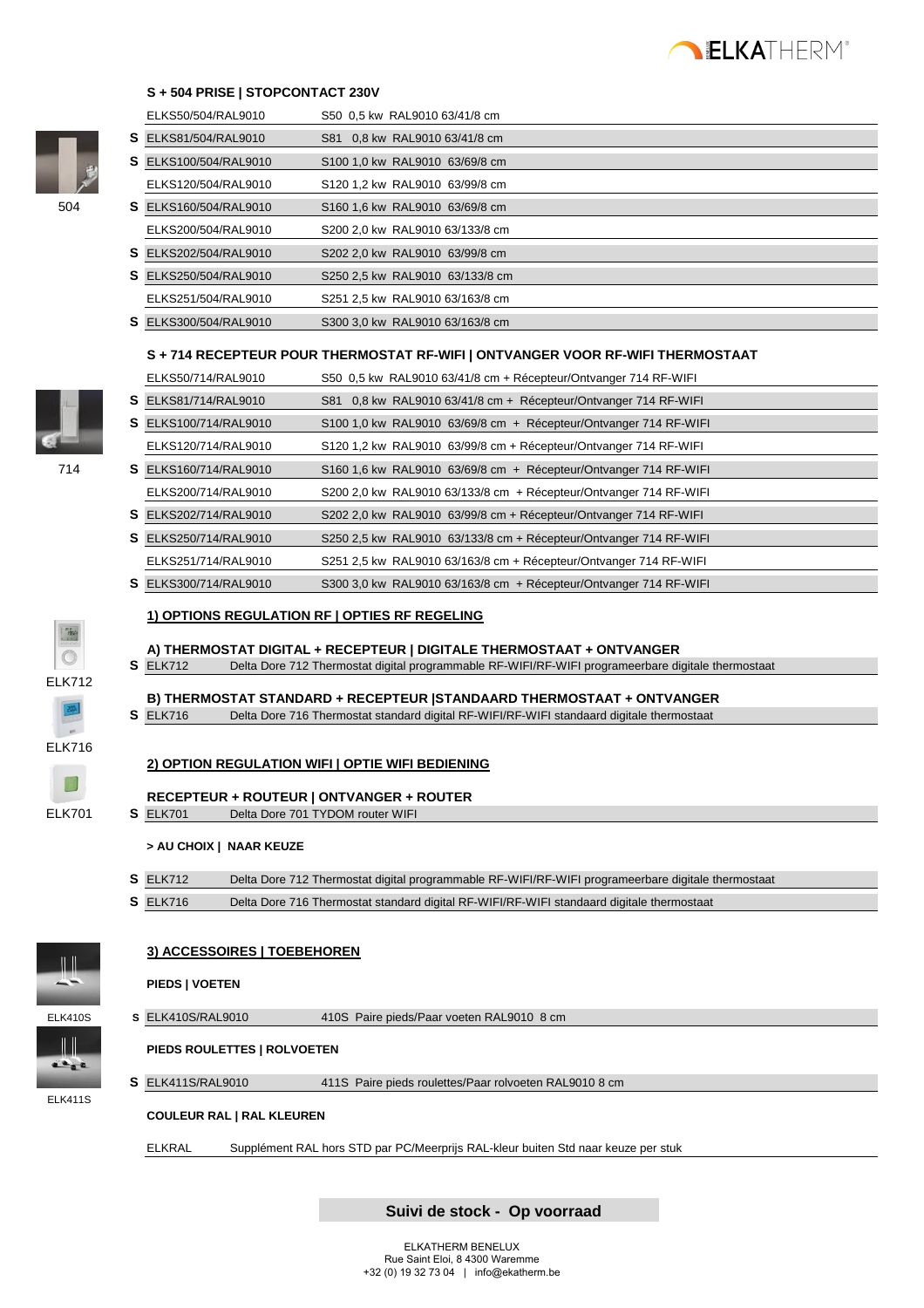## S + 504 PRISE | STOPCONTACT 230V

504

| | Référence | Description |
|---|---|---|
| | ELKS50/504/RAL9010 | S50 0,5 kw RAL9010 63/41/8 cm |
| S | ELKS81/504/RAL9010 | S81 0,8 kw RAL9010 63/41/8 cm |
| S | ELKS100/504/RAL9010 | S100 1,0 kw RAL9010 63/69/8 cm |
| | ELKS120/504/RAL9010 | S120 1,2 kw RAL9010 63/99/8 cm |
| S | ELKS160/504/RAL9010 | S160 1,6 kw RAL9010 63/69/8 cm |
| | ELKS200/504/RAL9010 | S200 2,0 kw RAL9010 63/133/8 cm |
| S | ELKS202/504/RAL9010 | S202 2,0 kw RAL9010 63/99/8 cm |
| S | ELKS250/504/RAL9010 | S250 2,5 kw RAL9010 63/133/8 cm |
| | ELKS251/504/RAL9010 | S251 2,5 kw RAL9010 63/163/8 cm |
| S | ELKS300/504/RAL9010 | S300 3,0 kw RAL9010 63/163/8 cm |

## S + 714 RECEPTEUR POUR THERMOSTAT RF-WIFI | ONTVANGER VOOR RF-WIFI THERMOSTAAT

714

| | Référence | Description |
|---|---|---|
| | ELKS50/714/RAL9010 | S50 0,5 kw RAL9010 63/41/8 cm + Récepteur/Ontvanger 714 RF-WIFI |
| S | ELKS81/714/RAL9010 | S81 0,8 kw RAL9010 63/41/8 cm + Récepteur/Ontvanger 714 RF-WIFI |
| S | ELKS100/714/RAL9010 | S100 1,0 kw RAL9010 63/69/8 cm + Récepteur/Ontvanger 714 RF-WIFI |
| | ELKS120/714/RAL9010 | S120 1,2 kw RAL9010 63/99/8 cm + Récepteur/Ontvanger 714 RF-WIFI |
| S | ELKS160/714/RAL9010 | S160 1,6 kw RAL9010 63/69/8 cm + Récepteur/Ontvanger 714 RF-WIFI |
| | ELKS200/714/RAL9010 | S200 2,0 kw RAL9010 63/133/8 cm + Récepteur/Ontvanger 714 RF-WIFI |
| S | ELKS202/714/RAL9010 | S202 2,0 kw RAL9010 63/99/8 cm + Récepteur/Ontvanger 714 RF-WIFI |
| S | ELKS250/714/RAL9010 | S250 2,5 kw RAL9010 63/133/8 cm + Récepteur/Ontvanger 714 RF-WIFI |
| | ELKS251/714/RAL9010 | S251 2,5 kw RAL9010 63/163/8 cm + Récepteur/Ontvanger 714 RF-WIFI |
| S | ELKS300/714/RAL9010 | S300 3,0 kw RAL9010 63/163/8 cm + Récepteur/Ontvanger 714 RF-WIFI |

## 1) OPTIONS REGULATION RF | OPTIES RF REGELING

ELK712

**A) THERMOSTAT DIGITAL + RECEPTEUR | DIGITALE THERMOSTAAT + ONTVANGER**

| | Référence | Description |
|---|---|---|
| S | ELK712 | Delta Dore 712 Thermostat digital programmable RF-WIFI/RF-WIFI programeerbare digitale thermostaat |

ELK716

**B) THERMOSTAT STANDARD + RECEPTEUR |STANDAARD THERMOSTAAT + ONTVANGER**

| | Référence | Description |
|---|---|---|
| S | ELK716 | Delta Dore 716 Thermostat standard digital RF-WIFI/RF-WIFI standaard digitale thermostaat |

## 2) OPTION REGULATION WIFI | OPTIE WIFI BEDIENING

ELK701

**RECEPTEUR + ROUTEUR | ONTVANGER + ROUTER**

| | Référence | Description |
|---|---|---|
| S | ELK701 | Delta Dore 701 TYDOM router WIFI |

**> AU CHOIX | NAAR KEUZE**

| | Référence | Description |
|---|---|---|
| S | ELK712 | Delta Dore 712 Thermostat digital programmable RF-WIFI/RF-WIFI programeerbare digitale thermostaat |
| S | ELK716 | Delta Dore 716 Thermostat standard digital RF-WIFI/RF-WIFI standaard digitale thermostaat |

## 3) ACCESSOIRES | TOEBEHOREN

**PIEDS | VOETEN**

ELK410S

| | Référence | Description |
|---|---|---|
| S | ELK410S/RAL9010 | 410S Paire pieds/Paar voeten RAL9010 8 cm |

**PIEDS ROULETTES | ROLVOETEN**

ELK411S

| | Référence | Description |
|---|---|---|
| S | ELK411S/RAL9010 | 411S Paire pieds roulettes/Paar rolvoeten RAL9010 8 cm |

**COULEUR RAL | RAL KLEUREN**

| Référence | Description |
|---|---|
| ELKRAL | Supplément RAL hors STD par PC/Meerprijs RAL-kleur buiten Std naar keuze per stuk |

**Suivi de stock - Op voorraad**

ELKATHERM BENELUX
Rue Saint Eloi, 8 4300 Waremme
+32 (0) 19 32 73 04 | info@ekatherm.be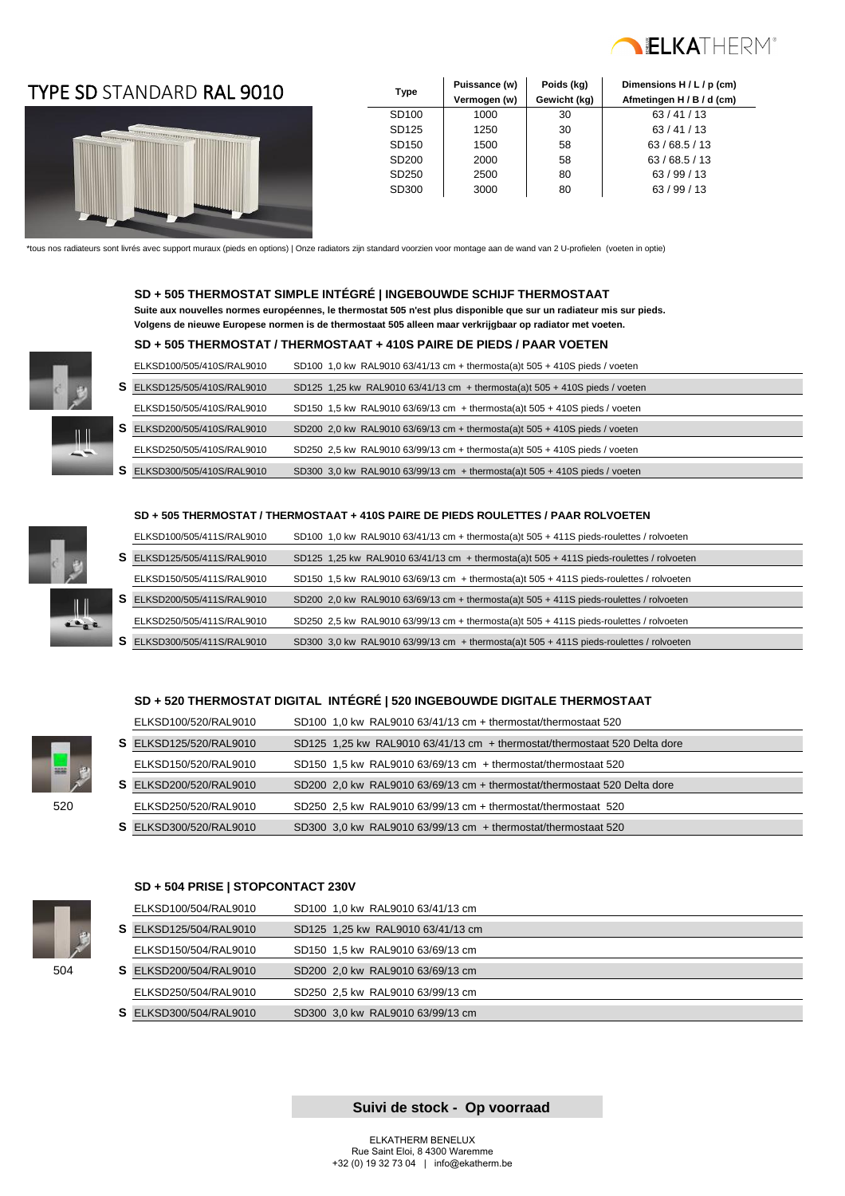# TYPE SD STANDARD RAL 9010

| Type | Puissance (w) Vermogen (w) | Poids (kg) Gewicht (kg) | Dimensions H / L / p (cm) Afmetingen H / B / d (cm) |
|---|---|---|---|
| SD100 | 1000 | 30 | 63 / 41 / 13 |
| SD125 | 1250 | 30 | 63 / 41 / 13 |
| SD150 | 1500 | 58 | 63 / 68.5 / 13 |
| SD200 | 2000 | 58 | 63 / 68.5 / 13 |
| SD250 | 2500 | 80 | 63 / 99 / 13 |
| SD300 | 3000 | 80 | 63 / 99 / 13 |

*tous nos radiateurs sont livrés avec support muraux (pieds en options) | Onze radiators zijn standard voorzien voor montage aan de wand van 2 U-profielen (voeten in optie)

### SD + 505 THERMOSTAT SIMPLE INTÉGRÉ | INGEBOUWDE SCHIJF THERMOSTAAT

**Suite aux nouvelles normes européennes, le thermostat 505 n'est plus disponible que sur un radiateur mis sur pieds.**
**Volgens de nieuwe Europese normen is de thermostaat 505 alleen maar verkrijgbaar op radiator met voeten.**

### SD + 505 THERMOSTAT / THERMOSTAAT + 410S PAIRE DE PIEDS / PAAR VOETEN

| | Référence | Description |
|---|---|---|
| | ELKSD100/505/410S/RAL9010 | SD100 1,0 kw RAL9010 63/41/13 cm + thermosta(a)t 505 + 410S pieds / voeten |
| S | ELKSD125/505/410S/RAL9010 | SD125 1,25 kw RAL9010 63/41/13 cm + thermosta(a)t 505 + 410S pieds / voeten |
| | ELKSD150/505/410S/RAL9010 | SD150 1,5 kw RAL9010 63/69/13 cm + thermosta(a)t 505 + 410S pieds / voeten |
| S | ELKSD200/505/410S/RAL9010 | SD200 2,0 kw RAL9010 63/69/13 cm + thermosta(a)t 505 + 410S pieds / voeten |
| | ELKSD250/505/410S/RAL9010 | SD250 2,5 kw RAL9010 63/99/13 cm + thermosta(a)t 505 + 410S pieds / voeten |
| S | ELKSD300/505/410S/RAL9010 | SD300 3,0 kw RAL9010 63/99/13 cm + thermosta(a)t 505 + 410S pieds / voeten |

### SD + 505 THERMOSTAT / THERMOSTAAT + 410S PAIRE DE PIEDS ROULETTES / PAAR ROLVOETEN

| | Référence | Description |
|---|---|---|
| | ELKSD100/505/411S/RAL9010 | SD100 1,0 kw RAL9010 63/41/13 cm + thermosta(a)t 505 + 411S pieds-roulettes / rolvoeten |
| S | ELKSD125/505/411S/RAL9010 | SD125 1,25 kw RAL9010 63/41/13 cm + thermosta(a)t 505 + 411S pieds-roulettes / rolvoeten |
| | ELKSD150/505/411S/RAL9010 | SD150 1,5 kw RAL9010 63/69/13 cm + thermosta(a)t 505 + 411S pieds-roulettes / rolvoeten |
| S | ELKSD200/505/411S/RAL9010 | SD200 2,0 kw RAL9010 63/69/13 cm + thermosta(a)t 505 + 411S pieds-roulettes / rolvoeten |
| | ELKSD250/505/411S/RAL9010 | SD250 2,5 kw RAL9010 63/99/13 cm + thermosta(a)t 505 + 411S pieds-roulettes / rolvoeten |
| S | ELKSD300/505/411S/RAL9010 | SD300 3,0 kw RAL9010 63/99/13 cm + thermosta(a)t 505 + 411S pieds-roulettes / rolvoeten |

### SD + 520 THERMOSTAT DIGITAL INTÉGRÉ | 520 INGEBOUWDE DIGITALE THERMOSTAAT

520

| | Référence | Description |
|---|---|---|
| | ELKSD100/520/RAL9010 | SD100 1,0 kw RAL9010 63/41/13 cm + thermostat/thermostaat 520 |
| S | ELKSD125/520/RAL9010 | SD125 1,25 kw RAL9010 63/41/13 cm + thermostat/thermostaat 520 Delta dore |
| | ELKSD150/520/RAL9010 | SD150 1,5 kw RAL9010 63/69/13 cm + thermostat/thermostaat 520 |
| S | ELKSD200/520/RAL9010 | SD200 2,0 kw RAL9010 63/69/13 cm + thermostat/thermostaat 520 Delta dore |
| | ELKSD250/520/RAL9010 | SD250 2,5 kw RAL9010 63/99/13 cm + thermostat/thermostaat 520 |
| S | ELKSD300/520/RAL9010 | SD300 3,0 kw RAL9010 63/99/13 cm + thermostat/thermostaat 520 |

### SD + 504 PRISE | STOPCONTACT 230V

504

| | Référence | Description |
|---|---|---|
| | ELKSD100/504/RAL9010 | SD100 1,0 kw RAL9010 63/41/13 cm |
| S | ELKSD125/504/RAL9010 | SD125 1,25 kw RAL9010 63/41/13 cm |
| | ELKSD150/504/RAL9010 | SD150 1,5 kw RAL9010 63/69/13 cm |
| S | ELKSD200/504/RAL9010 | SD200 2,0 kw RAL9010 63/69/13 cm |
| | ELKSD250/504/RAL9010 | SD250 2,5 kw RAL9010 63/99/13 cm |
| S | ELKSD300/504/RAL9010 | SD300 3,0 kw RAL9010 63/99/13 cm |

**Suivi de stock - Op voorraad**

ELKATHERM BENELUX
Rue Saint Eloi, 8 4300 Waremme
+32 (0) 19 32 73 04 | info@ekatherm.be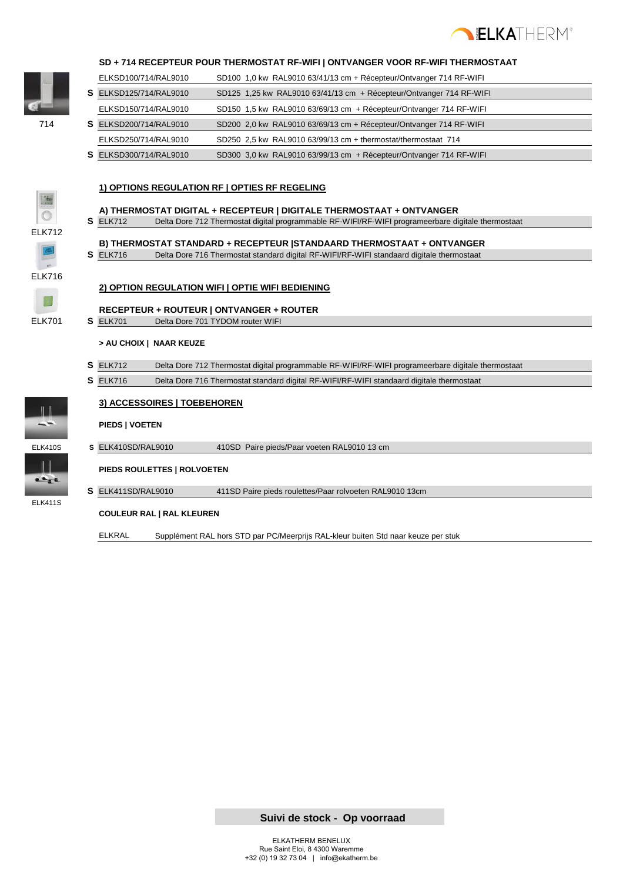## SD + 714 RECEPTEUR POUR THERMOSTAT RF-WIFI | ONTVANGER VOOR RF-WIFI THERMOSTAAT

714

| | | |
|---|---|---|
| | ELKSD100/714/RAL9010 | SD100 1,0 kw RAL9010 63/41/13 cm + Récepteur/Ontvanger 714 RF-WIFI |
| S | ELKSD125/714/RAL9010 | SD125 1,25 kw RAL9010 63/41/13 cm + Récepteur/Ontvanger 714 RF-WIFI |
| | ELKSD150/714/RAL9010 | SD150 1,5 kw RAL9010 63/69/13 cm + Récepteur/Ontvanger 714 RF-WIFI |
| S | ELKSD200/714/RAL9010 | SD200 2,0 kw RAL9010 63/69/13 cm + Récepteur/Ontvanger 714 RF-WIFI |
| | ELKSD250/714/RAL9010 | SD250 2,5 kw RAL9010 63/99/13 cm + thermostat/thermostaat 714 |
| S | ELKSD300/714/RAL9010 | SD300 3,0 kw RAL9010 63/99/13 cm + Récepteur/Ontvanger 714 RF-WIFI |

### 1) OPTIONS REGULATION RF | OPTIES RF REGELING

**A) THERMOSTAT DIGITAL + RECEPTEUR | DIGITALE THERMOSTAAT + ONTVANGER**

ELK712

| | | |
|---|---|---|
| S | ELK712 | Delta Dore 712 Thermostat digital programmable RF-WIFI/RF-WIFI programeerbare digitale thermostaat |

**B) THERMOSTAT STANDARD + RECEPTEUR |STANDAARD THERMOSTAAT + ONTVANGER**

ELK716

| | | |
|---|---|---|
| S | ELK716 | Delta Dore 716 Thermostat standard digital RF-WIFI/RF-WIFI standaard digitale thermostaat |

### 2) OPTION REGULATION WIFI | OPTIE WIFI BEDIENING

**RECEPTEUR + ROUTEUR | ONTVANGER + ROUTER**

ELK701

| | | |
|---|---|---|
| S | ELK701 | Delta Dore 701 TYDOM router WIFI |

**> AU CHOIX | NAAR KEUZE**

| | | |
|---|---|---|
| S | ELK712 | Delta Dore 712 Thermostat digital programmable RF-WIFI/RF-WIFI programeerbare digitale thermostaat |
| S | ELK716 | Delta Dore 716 Thermostat standard digital RF-WIFI/RF-WIFI standaard digitale thermostaat |

### 3) ACCESSOIRES | TOEBEHOREN

**PIEDS | VOETEN**

ELK410S

| | | |
|---|---|---|
| S | ELK410SD/RAL9010 | 410SD Paire pieds/Paar voeten RAL9010 13 cm |

**PIEDS ROULETTES | ROLVOETEN**

ELK411S

| | | |
|---|---|---|
| S | ELK411SD/RAL9010 | 411SD Paire pieds roulettes/Paar rolvoeten RAL9010 13cm |

**COULEUR RAL | RAL KLEUREN**

| | |
|---|---|
| ELKRAL | Supplément RAL hors STD par PC/Meerprijs RAL-kleur buiten Std naar keuze per stuk |

**Suivi de stock - Op voorraad**

ELKATHERM BENELUX
Rue Saint Eloi, 8 4300 Waremme
+32 (0) 19 32 73 04 | info@ekatherm.be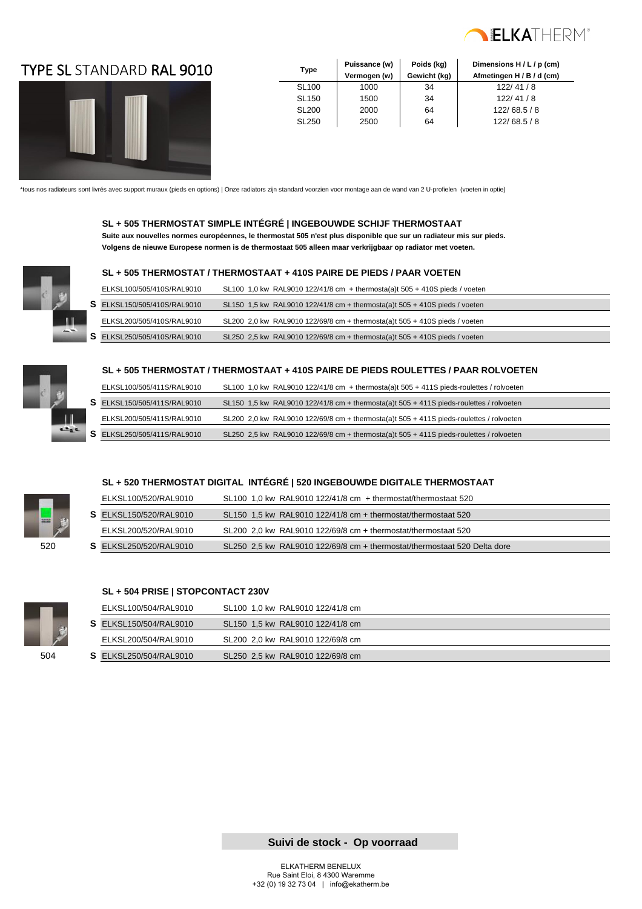# TYPE SL STANDARD RAL 9010

| Type | Puissance (w) Vermogen (w) | Poids (kg) Gewicht (kg) | Dimensions H / L / p (cm) Afmetingen H / B / d (cm) |
|---|---|---|---|
| SL100 | 1000 | 34 | 122/ 41 / 8 |
| SL150 | 1500 | 34 | 122/ 41 / 8 |
| SL200 | 2000 | 64 | 122/ 68.5 / 8 |
| SL250 | 2500 | 64 | 122/ 68.5 / 8 |

*tous nos radiateurs sont livrés avec support muraux (pieds en options) | Onze radiators zijn standard voorzien voor montage aan de wand van 2 U-profielen (voeten in optie)

### SL + 505 THERMOSTAT SIMPLE INTÉGRÉ | INGEBOUWDE SCHIJF THERMOSTAAT

**Suite aux nouvelles normes européennes, le thermostat 505 n'est plus disponible que sur un radiateur mis sur pieds.**
**Volgens de nieuwe Europese normen is de thermostaat 505 alleen maar verkrijgbaar op radiator met voeten.**

### SL + 505 THERMOSTAT / THERMOSTAAT + 410S PAIRE DE PIEDS / PAAR VOETEN

| | Code | Description |
|---|---|---|
| | ELKSL100/505/410S/RAL9010 | SL100 1,0 kw RAL9010 122/41/8 cm + thermosta(a)t 505 + 410S pieds / voeten |
| S | ELKSL150/505/410S/RAL9010 | SL150 1,5 kw RAL9010 122/41/8 cm + thermosta(a)t 505 + 410S pieds / voeten |
| | ELKSL200/505/410S/RAL9010 | SL200 2,0 kw RAL9010 122/69/8 cm + thermosta(a)t 505 + 410S pieds / voeten |
| S | ELKSL250/505/410S/RAL9010 | SL250 2,5 kw RAL9010 122/69/8 cm + thermosta(a)t 505 + 410S pieds / voeten |

### SL + 505 THERMOSTAT / THERMOSTAAT + 410S PAIRE DE PIEDS ROULETTES / PAAR ROLVOETEN

| | Code | Description |
|---|---|---|
| | ELKSL100/505/411S/RAL9010 | SL100 1,0 kw RAL9010 122/41/8 cm + thermosta(a)t 505 + 411S pieds-roulettes / rolvoeten |
| S | ELKSL150/505/411S/RAL9010 | SL150 1,5 kw RAL9010 122/41/8 cm + thermosta(a)t 505 + 411S pieds-roulettes / rolvoeten |
| | ELKSL200/505/411S/RAL9010 | SL200 2,0 kw RAL9010 122/69/8 cm + thermosta(a)t 505 + 411S pieds-roulettes / rolvoeten |
| S | ELKSL250/505/411S/RAL9010 | SL250 2,5 kw RAL9010 122/69/8 cm + thermosta(a)t 505 + 411S pieds-roulettes / rolvoeten |

### SL + 520 THERMOSTAT DIGITAL INTÉGRÉ | 520 INGEBOUWDE DIGITALE THERMOSTAAT

520

| | Code | Description |
|---|---|---|
| | ELKSL100/520/RAL9010 | SL100 1,0 kw RAL9010 122/41/8 cm + thermostat/thermostaat 520 |
| S | ELKSL150/520/RAL9010 | SL150 1,5 kw RAL9010 122/41/8 cm + thermostat/thermostaat 520 |
| | ELKSL200/520/RAL9010 | SL200 2,0 kw RAL9010 122/69/8 cm + thermostat/thermostaat 520 |
| S | ELKSL250/520/RAL9010 | SL250 2,5 kw RAL9010 122/69/8 cm + thermostat/thermostaat 520 Delta dore |

### SL + 504 PRISE | STOPCONTACT 230V

504

| | Code | Description |
|---|---|---|
| | ELKSL100/504/RAL9010 | SL100 1,0 kw RAL9010 122/41/8 cm |
| S | ELKSL150/504/RAL9010 | SL150 1,5 kw RAL9010 122/41/8 cm |
| | ELKSL200/504/RAL9010 | SL200 2,0 kw RAL9010 122/69/8 cm |
| S | ELKSL250/504/RAL9010 | SL250 2,5 kw RAL9010 122/69/8 cm |

**Suivi de stock - Op voorraad**

ELKATHERM BENELUX
Rue Saint Eloi, 8 4300 Waremme
+32 (0) 19 32 73 04 | info@ekatherm.be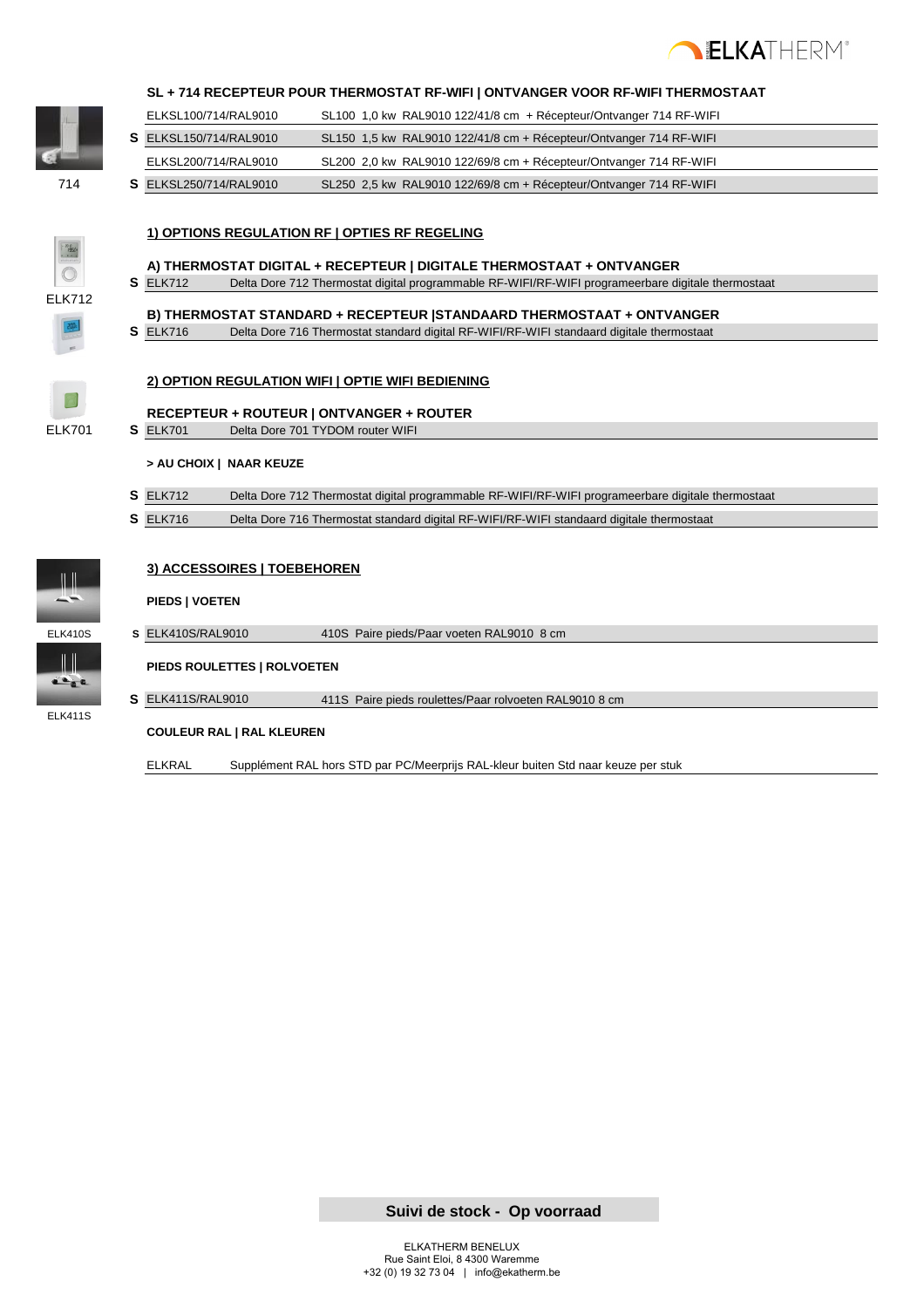## SL + 714 RECEPTEUR POUR THERMOSTAT RF-WIFI | ONTVANGER VOOR RF-WIFI THERMOSTAAT

714

| | | |
|---|---|---|
| | ELKSL100/714/RAL9010 | SL100 1,0 kw RAL9010 122/41/8 cm + Récepteur/Ontvanger 714 RF-WIFI |
| S | ELKSL150/714/RAL9010 | SL150 1,5 kw RAL9010 122/41/8 cm + Récepteur/Ontvanger 714 RF-WIFI |
| | ELKSL200/714/RAL9010 | SL200 2,0 kw RAL9010 122/69/8 cm + Récepteur/Ontvanger 714 RF-WIFI |
| S | ELKSL250/714/RAL9010 | SL250 2,5 kw RAL9010 122/69/8 cm + Récepteur/Ontvanger 714 RF-WIFI |

### 1) OPTIONS REGULATION RF | OPTIES RF REGELING

ELK712

**A) THERMOSTAT DIGITAL + RECEPTEUR | DIGITALE THERMOSTAAT + ONTVANGER**

| | | |
|---|---|---|
| S | ELK712 | Delta Dore 712 Thermostat digital programmable RF-WIFI/RF-WIFI programeerbare digitale thermostaat |

**B) THERMOSTAT STANDARD + RECEPTEUR |STANDAARD THERMOSTAAT + ONTVANGER**

| | | |
|---|---|---|
| S | ELK716 | Delta Dore 716 Thermostat standard digital RF-WIFI/RF-WIFI standaard digitale thermostaat |

### 2) OPTION REGULATION WIFI | OPTIE WIFI BEDIENING

ELK701

**RECEPTEUR + ROUTEUR | ONTVANGER + ROUTER**

| | | |
|---|---|---|
| S | ELK701 | Delta Dore 701 TYDOM router WIFI |

**> AU CHOIX | NAAR KEUZE**

| | | |
|---|---|---|
| S | ELK712 | Delta Dore 712 Thermostat digital programmable RF-WIFI/RF-WIFI programeerbare digitale thermostaat |
| S | ELK716 | Delta Dore 716 Thermostat standard digital RF-WIFI/RF-WIFI standaard digitale thermostaat |

### 3) ACCESSOIRES | TOEBEHOREN

**PIEDS | VOETEN**

ELK410S

| | | |
|---|---|---|
| S | ELK410S/RAL9010 | 410S Paire pieds/Paar voeten RAL9010 8 cm |

**PIEDS ROULETTES | ROLVOETEN**

ELK411S

| | | |
|---|---|---|
| S | ELK411S/RAL9010 | 411S Paire pieds roulettes/Paar rolvoeten RAL9010 8 cm |

**COULEUR RAL | RAL KLEUREN**

| | |
|---|---|
| ELKRAL | Supplément RAL hors STD par PC/Meerprijs RAL-kleur buiten Std naar keuze per stuk |

**Suivi de stock - Op voorraad**

ELKATHERM BENELUX
Rue Saint Eloi, 8 4300 Waremme
+32 (0) 19 32 73 04 | info@ekatherm.be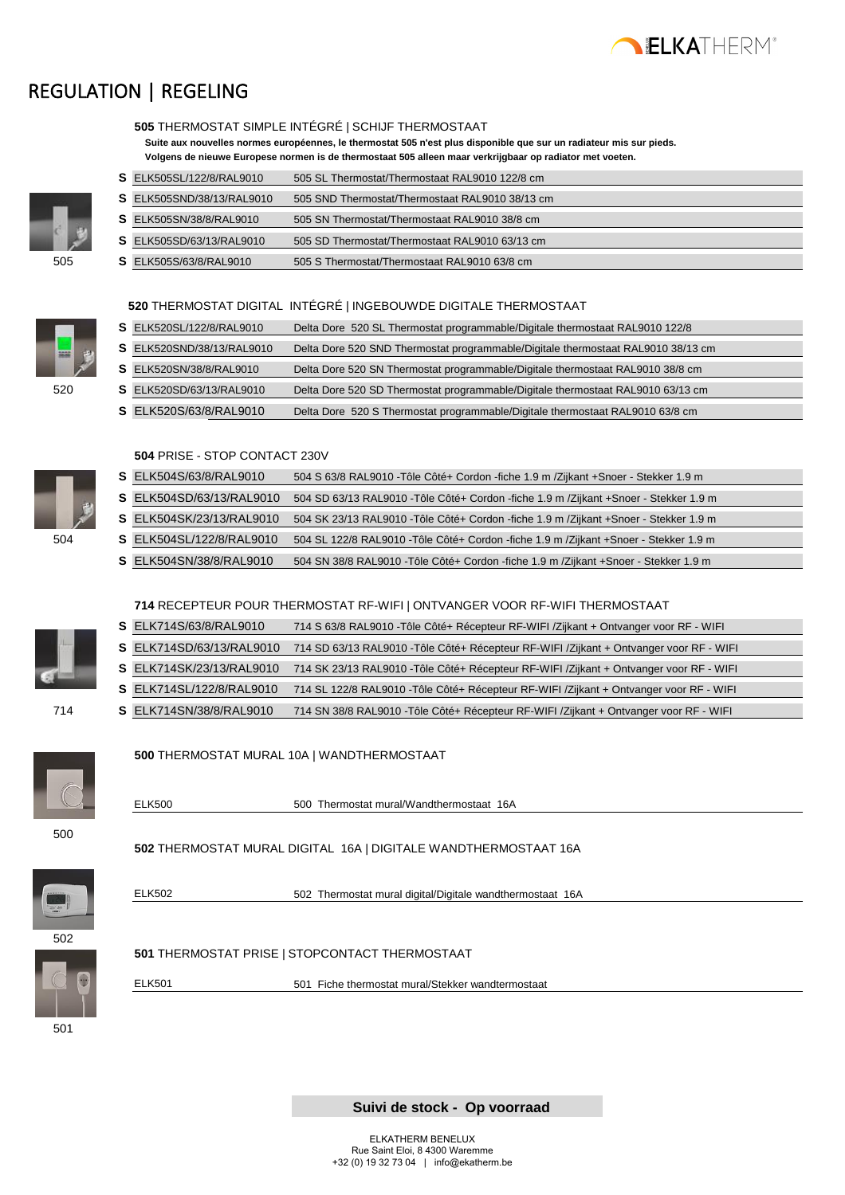# REGULATION | REGELING

## 505 THERMOSTAT SIMPLE INTÉGRÉ | SCHIJF THERMOSTAAT

**Suite aux nouvelles normes européennes, le thermostat 505 n'est plus disponible que sur un radiateur mis sur pieds.**
**Volgens de nieuwe Europese normen is de thermostaat 505 alleen maar verkrijgbaar op radiator met voeten.**

| | Code | Description |
|---|---|---|
| **S** | ELK505SL/122/8/RAL9010 | 505 SL Thermostat/Thermostaat RAL9010 122/8 cm |
| **S** | ELK505SND/38/13/RAL9010 | 505 SND Thermostat/Thermostaat RAL9010 38/13 cm |
| **S** | ELK505SN/38/8/RAL9010 | 505 SN Thermostat/Thermostaat RAL9010 38/8 cm |
| **S** | ELK505SD/63/13/RAL9010 | 505 SD Thermostat/Thermostaat RAL9010 63/13 cm |
| **S** | ELK505S/63/8/RAL9010 | 505 S Thermostat/Thermostaat RAL9010 63/8 cm |

505

## 520 THERMOSTAT DIGITAL INTÉGRÉ | INGEBOUWDE DIGITALE THERMOSTAAT

| | Code | Description |
|---|---|---|
| **S** | ELK520SL/122/8/RAL9010 | Delta Dore 520 SL Thermostat programmable/Digitale thermostaat RAL9010 122/8 |
| **S** | ELK520SND/38/13/RAL9010 | Delta Dore 520 SND Thermostat programmable/Digitale thermostaat RAL9010 38/13 cm |
| **S** | ELK520SN/38/8/RAL9010 | Delta Dore 520 SN Thermostat programmable/Digitale thermostaat RAL9010 38/8 cm |
| **S** | ELK520SD/63/13/RAL9010 | Delta Dore 520 SD Thermostat programmable/Digitale thermostaat RAL9010 63/13 cm |
| **S** | ELK520S/63/8/RAL9010 | Delta Dore 520 S Thermostat programmable/Digitale thermostaat RAL9010 63/8 cm |

520

## 504 PRISE - STOP CONTACT 230V

| | Code | Description |
|---|---|---|
| **S** | ELK504S/63/8/RAL9010 | 504 S 63/8 RAL9010 -Tôle Côté+ Cordon -fiche 1.9 m /Zijkant +Snoer - Stekker 1.9 m |
| **S** | ELK504SD/63/13/RAL9010 | 504 SD 63/13 RAL9010 -Tôle Côté+ Cordon -fiche 1.9 m /Zijkant +Snoer - Stekker 1.9 m |
| **S** | ELK504SK/23/13/RAL9010 | 504 SK 23/13 RAL9010 -Tôle Côté+ Cordon -fiche 1.9 m /Zijkant +Snoer - Stekker 1.9 m |
| **S** | ELK504SL/122/8/RAL9010 | 504 SL 122/8 RAL9010 -Tôle Côté+ Cordon -fiche 1.9 m /Zijkant +Snoer - Stekker 1.9 m |
| **S** | ELK504SN/38/8/RAL9010 | 504 SN 38/8 RAL9010 -Tôle Côté+ Cordon -fiche 1.9 m /Zijkant +Snoer - Stekker 1.9 m |

504

## 714 RECEPTEUR POUR THERMOSTAT RF-WIFI | ONTVANGER VOOR RF-WIFI THERMOSTAAT

| | Code | Description |
|---|---|---|
| **S** | ELK714S/63/8/RAL9010 | 714 S 63/8 RAL9010 -Tôle Côté+ Récepteur RF-WIFI /Zijkant + Ontvanger voor RF - WIFI |
| **S** | ELK714SD/63/13/RAL9010 | 714 SD 63/13 RAL9010 -Tôle Côté+ Récepteur RF-WIFI /Zijkant + Ontvanger voor RF - WIFI |
| **S** | ELK714SK/23/13/RAL9010 | 714 SK 23/13 RAL9010 -Tôle Côté+ Récepteur RF-WIFI /Zijkant + Ontvanger voor RF - WIFI |
| **S** | ELK714SL/122/8/RAL9010 | 714 SL 122/8 RAL9010 -Tôle Côté+ Récepteur RF-WIFI /Zijkant + Ontvanger voor RF - WIFI |
| **S** | ELK714SN/38/8/RAL9010 | 714 SN 38/8 RAL9010 -Tôle Côté+ Récepteur RF-WIFI /Zijkant + Ontvanger voor RF - WIFI |

714

## 500 THERMOSTAT MURAL 10A | WANDTHERMOSTAAT

| Code | Description |
|---|---|
| ELK500 | 500 Thermostat mural/Wandthermostaat 16A |

500

## 502 THERMOSTAT MURAL DIGITAL 16A | DIGITALE WANDTHERMOSTAAT 16A

| Code | Description |
|---|---|
| ELK502 | 502 Thermostat mural digital/Digitale wandthermostaat 16A |

502

## 501 THERMOSTAT PRISE | STOPCONTACT THERMOSTAAT

| Code | Description |
|---|---|
| ELK501 | 501 Fiche thermostat mural/Stekker wandthermostaat |

501

**Suivi de stock - Op voorraad**

ELKATHERM BENELUX
Rue Saint Eloi, 8 4300 Waremme
+32 (0) 19 32 73 04 | info@ekatherm.be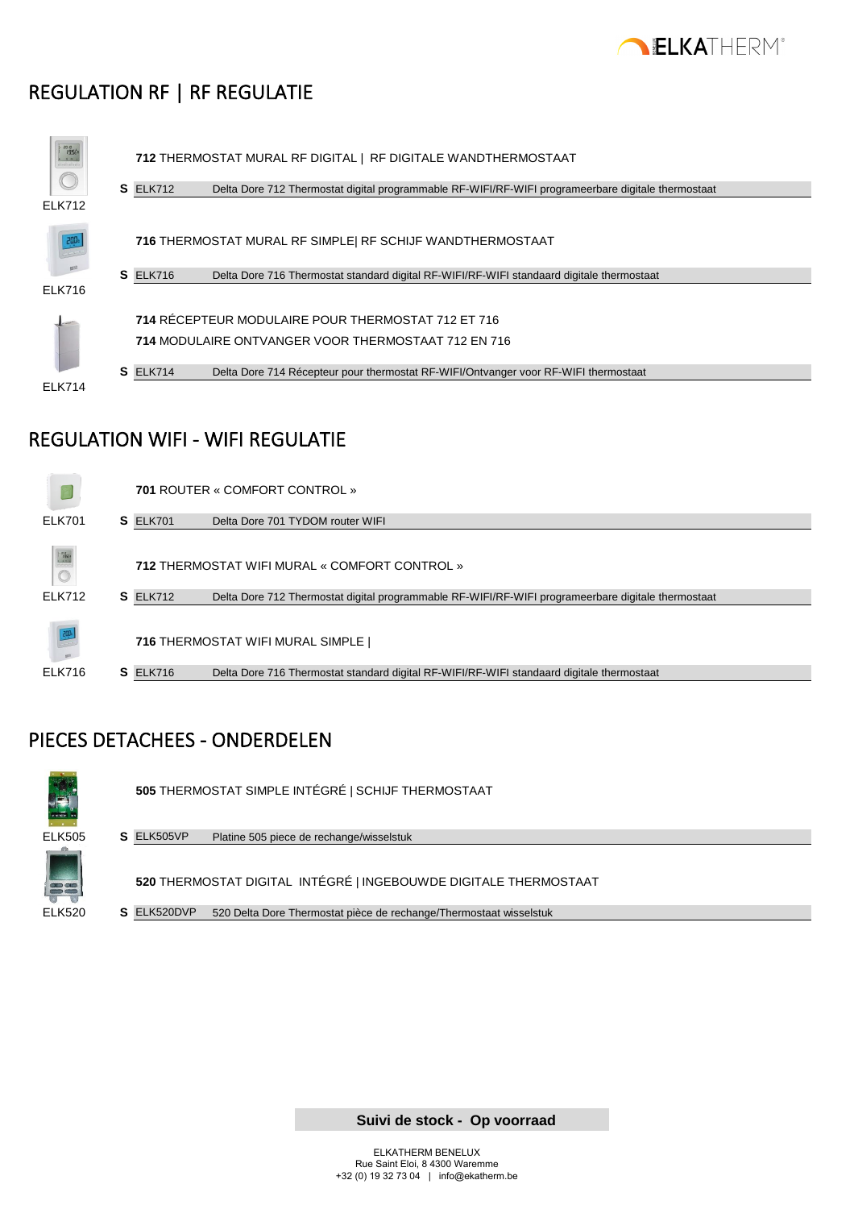## REGULATION RF | RF REGULATIE

ELK712

**712** THERMOSTAT MURAL RF DIGITAL | RF DIGITALE WANDTHERMOSTAAT

| | Code | Description |
|---|---|---|
| **S** | ELK712 | Delta Dore 712 Thermostat digital programmable RF-WIFI/RF-WIFI programeerbare digitale thermostaat |

ELK716

**716** THERMOSTAT MURAL RF SIMPLE| RF SCHIJF WANDTHERMOSTAAT

| | Code | Description |
|---|---|---|
| **S** | ELK716 | Delta Dore 716 Thermostat standard digital RF-WIFI/RF-WIFI standaard digitale thermostaat |

ELK714

**714** RÉCEPTEUR MODULAIRE POUR THERMOSTAT 712 ET 716

**714** MODULAIRE ONTVANGER VOOR THERMOSTAAT 712 EN 716

| | Code | Description |
|---|---|---|
| **S** | ELK714 | Delta Dore 714 Récepteur pour thermostat RF-WIFI/Ontvanger voor RF-WIFI thermostaat |

## REGULATION WIFI - WIFI REGULATIE

ELK701

**701** ROUTER « COMFORT CONTROL »

| | Code | Description |
|---|---|---|
| **S** | ELK701 | Delta Dore 701 TYDOM router WIFI |

ELK712

**712** THERMOSTAT WIFI MURAL « COMFORT CONTROL »

| | Code | Description |
|---|---|---|
| **S** | ELK712 | Delta Dore 712 Thermostat digital programmable RF-WIFI/RF-WIFI programeerbare digitale thermostaat |

ELK716

**716** THERMOSTAT WIFI MURAL SIMPLE |

| | Code | Description |
|---|---|---|
| **S** | ELK716 | Delta Dore 716 Thermostat standard digital RF-WIFI/RF-WIFI standaard digitale thermostaat |

## PIECES DETACHEES - ONDERDELEN

ELK505

**505** THERMOSTAT SIMPLE INTÉGRÉ | SCHIJF THERMOSTAAT

| | Code | Description |
|---|---|---|
| **S** | ELK505VP | Platine 505 piece de rechange/wisselstuk |

ELK520

**520** THERMOSTAT DIGITAL INTÉGRÉ | INGEBOUWDE DIGITALE THERMOSTAAT

| | Code | Description |
|---|---|---|
| **S** | ELK520DVP | 520 Delta Dore Thermostat pièce de rechange/Thermostaat wisselstuk |

**Suivi de stock - Op voorraad**

ELKATHERM BENELUX
Rue Saint Eloi, 8 4300 Waremme
+32 (0) 19 32 73 04 | info@ekatherm.be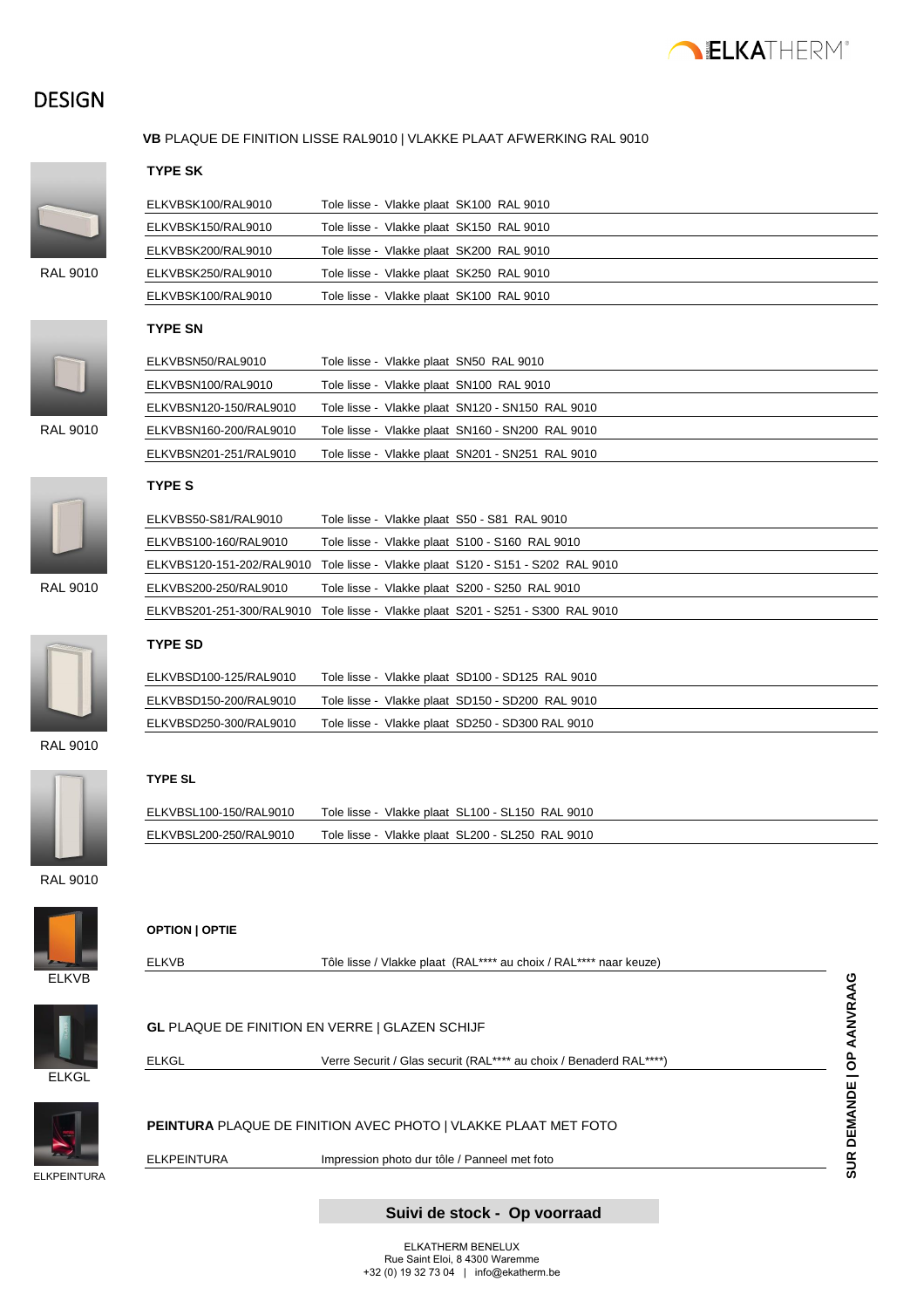# DESIGN

**VB** PLAQUE DE FINITION LISSE RAL9010 | VLAKKE PLAAT AFWERKING RAL 9010

RAL 9010

### TYPE SK

| | |
|---|---|
| ELKVBSK100/RAL9010 | Tole lisse - Vlakke plaat SK100 RAL 9010 |
| ELKVBSK150/RAL9010 | Tole lisse - Vlakke plaat SK150 RAL 9010 |
| ELKVBSK200/RAL9010 | Tole lisse - Vlakke plaat SK200 RAL 9010 |
| ELKVBSK250/RAL9010 | Tole lisse - Vlakke plaat SK250 RAL 9010 |
| ELKVBSK100/RAL9010 | Tole lisse - Vlakke plaat SK100 RAL 9010 |

RAL 9010

### TYPE SN

| | |
|---|---|
| ELKVBSN50/RAL9010 | Tole lisse - Vlakke plaat SN50 RAL 9010 |
| ELKVBSN100/RAL9010 | Tole lisse - Vlakke plaat SN100 RAL 9010 |
| ELKVBSN120-150/RAL9010 | Tole lisse - Vlakke plaat SN120 - SN150 RAL 9010 |
| ELKVBSN160-200/RAL9010 | Tole lisse - Vlakke plaat SN160 - SN200 RAL 9010 |
| ELKVBSN201-251/RAL9010 | Tole lisse - Vlakke plaat SN201 - SN251 RAL 9010 |

RAL 9010

### TYPE S

| | |
|---|---|
| ELKVBS50-S81/RAL9010 | Tole lisse - Vlakke plaat S50 - S81 RAL 9010 |
| ELKVBS100-160/RAL9010 | Tole lisse - Vlakke plaat S100 - S160 RAL 9010 |
| ELKVBS120-151-202/RAL9010 | Tole lisse - Vlakke plaat S120 - S151 - S202 RAL 9010 |
| ELKVBS200-250/RAL9010 | Tole lisse - Vlakke plaat S200 - S250 RAL 9010 |
| ELKVBS201-251-300/RAL9010 | Tole lisse - Vlakke plaat S201 - S251 - S300 RAL 9010 |

RAL 9010

### TYPE SD

| | |
|---|---|
| ELKVBSD100-125/RAL9010 | Tole lisse - Vlakke plaat SD100 - SD125 RAL 9010 |
| ELKVBSD150-200/RAL9010 | Tole lisse - Vlakke plaat SD150 - SD200 RAL 9010 |
| ELKVBSD250-300/RAL9010 | Tole lisse - Vlakke plaat SD250 - SD300 RAL 9010 |

RAL 9010

### TYPE SL

| | |
|---|---|
| ELKVBSL100-150/RAL9010 | Tole lisse - Vlakke plaat SL100 - SL150 RAL 9010 |
| ELKVBSL200-250/RAL9010 | Tole lisse - Vlakke plaat SL200 - SL250 RAL 9010 |

RAL 9010

**SUR DEMANDE | OP AANVRAAG**

ELKVB

### OPTION | OPTIE

| | |
|---|---|
| ELKVB | Tôle lisse / Vlakke plaat (RAL**** au choix / RAL**** naar keuze) |

ELKGL

**GL** PLAQUE DE FINITION EN VERRE | GLAZEN SCHIJF

| | |
|---|---|
| ELKGL | Verre Securit / Glas securit (RAL**** au choix / Benaderd RAL****) |

ELKPEINTURA

**PEINTURA** PLAQUE DE FINITION AVEC PHOTO | VLAKKE PLAAT MET FOTO

| | |
|---|---|
| ELKPEINTURA | Impression photo dur tôle / Panneel met foto |

**Suivi de stock - Op voorraad**

ELKATHERM BENELUX
Rue Saint Eloi, 8 4300 Waremme
+32 (0) 19 32 73 04 | info@ekatherm.be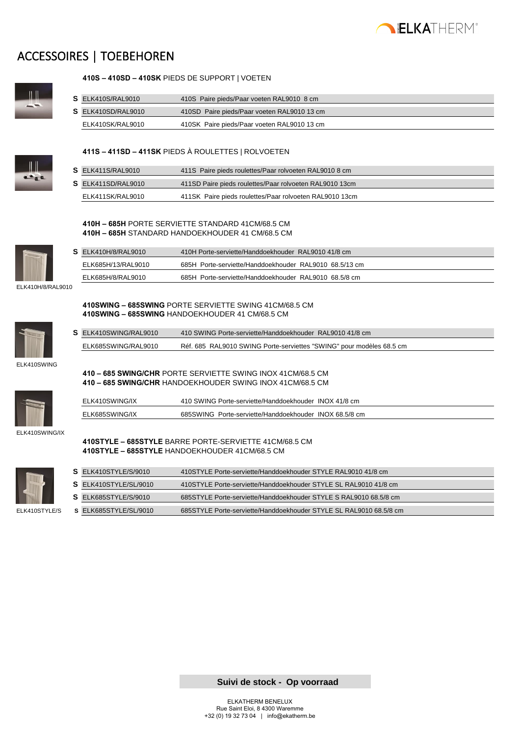# ACCESSOIRES | TOEBEHOREN

### **410S – 410SD – 410SK** PIEDS DE SUPPORT | VOETEN

| | | |
|---|---|---|
| S | ELK410S/RAL9010 | 410S Paire pieds/Paar voeten RAL9010 8 cm |
| S | ELK410SD/RAL9010 | 410SD Paire pieds/Paar voeten RAL9010 13 cm |
| | ELK410SK/RAL9010 | 410SK Paire pieds/Paar voeten RAL9010 13 cm |

### **411S – 411SD – 411SK** PIEDS À ROULETTES | ROLVOETEN

| | | |
|---|---|---|
| S | ELK411S/RAL9010 | 411S Paire pieds roulettes/Paar rolvoeten RAL9010 8 cm |
| S | ELK411SD/RAL9010 | 411SD Paire pieds roulettes/Paar rolvoeten RAL9010 13cm |
| | ELK411SK/RAL9010 | 411SK Paire pieds roulettes/Paar rolvoeten RAL9010 13cm |

### **410H – 685H** PORTE SERVIETTE STANDARD 41CM/68.5 CM
### **410H – 685H** STANDARD HANDOEKHOUDER 41 CM/68.5 CM

| | | |
|---|---|---|
| S | ELK410H/8/RAL9010 | 410H Porte-serviette/Handdoekhouder RAL9010 41/8 cm |
| | ELK685H/13/RAL9010 | 685H Porte-serviette/Handdoekhouder RAL9010 68.5/13 cm |
| | ELK685H/8/RAL9010 | 685H Porte-serviette/Handdoekhouder RAL9010 68.5/8 cm |

ELK410H/8/RAL9010

### **410SWING – 685SWING** PORTE SERVIETTE SWING 41CM/68.5 CM
### **410SWING – 685SWING** HANDOEKHOUDER 41 CM/68.5 CM

| | | |
|---|---|---|
| S | ELK410SWING/RAL9010 | 410 SWING Porte-serviette/Handdoekhouder RAL9010 41/8 cm |
| | ELK685SWING/RAL9010 | Réf. 685 RAL9010 SWING Porte-serviettes "SWING" pour modèles 68.5 cm |

ELK410SWING

### **410 – 685 SWING/CHR** PORTE SERVIETTE SWING INOX 41CM/68.5 CM
### **410 – 685 SWING/CHR** HANDOEKHOUDER SWING INOX 41CM/68.5 CM

| | |
|---|---|
| ELK410SWING/IX | 410 SWING Porte-serviette/Handdoekhouder INOX 41/8 cm |
| ELK685SWING/IX | 685SWING Porte-serviette/Handdoekhouder INOX 68.5/8 cm |

ELK410SWING/IX

### **410STYLE – 685STYLE** BARRE PORTE-SERVIETTE 41CM/68.5 CM
### **410STYLE – 685STYLE** HANDOEKHOUDER 41CM/68.5 CM

| | | |
|---|---|---|
| S | ELK410STYLE/S/9010 | 410STYLE Porte-serviette/Handdoekhouder STYLE RAL9010 41/8 cm |
| S | ELK410STYLE/SL/9010 | 410STYLE Porte-serviette/Handdoekhouder STYLE SL RAL9010 41/8 cm |
| S | ELK685STYLE/S/9010 | 685STYLE Porte-serviette/Handdoekhouder STYLE S RAL9010 68.5/8 cm |
| S | ELK685STYLE/SL/9010 | 685STYLE Porte-serviette/Handdoekhouder STYLE SL RAL9010 68.5/8 cm |

ELK410STYLE/S

**Suivi de stock - Op voorraad**

ELKATHERM BENELUX
Rue Saint Eloi, 8 4300 Waremme
+32 (0) 19 32 73 04 | info@ekatherm.be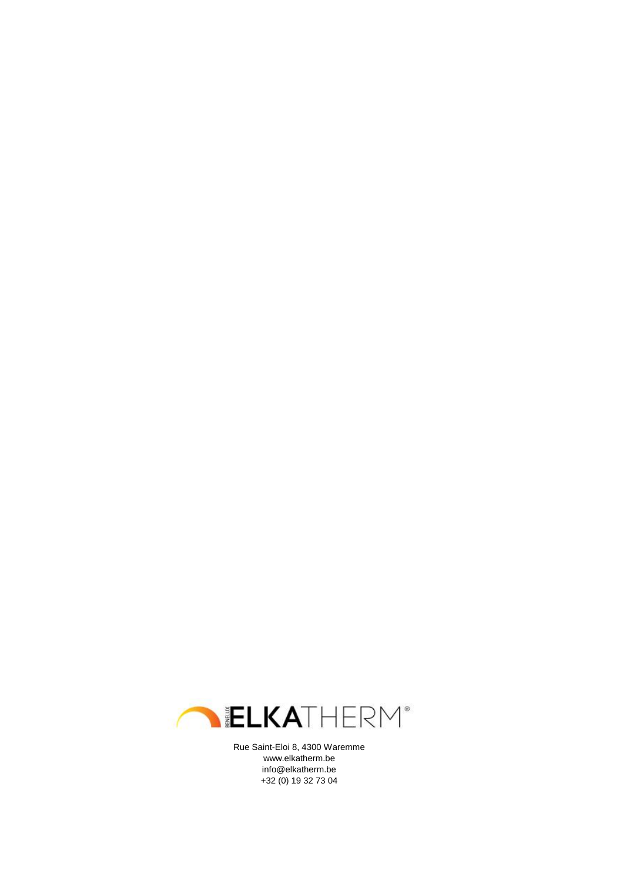BENELUX **ELKA**THERM®

Rue Saint-Eloi 8, 4300 Waremme
www.elkatherm.be
info@elkatherm.be
+32 (0) 19 32 73 04